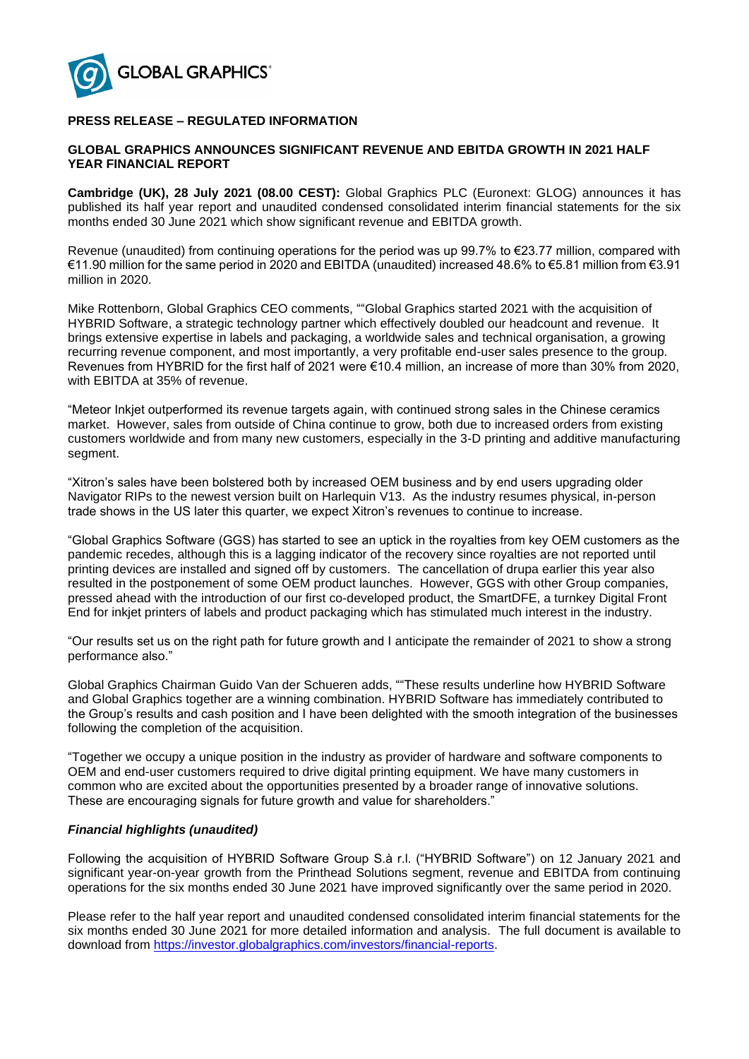GLOBAL GRAPHICS®

**PRESS RELEASE – REGULATED INFORMATION**

**GLOBAL GRAPHICS ANNOUNCES SIGNIFICANT REVENUE AND EBITDA GROWTH IN 2021 HALF YEAR FINANCIAL REPORT**

**Cambridge (UK), 28 July 2021 (08.00 CEST):** Global Graphics PLC (Euronext: GLOG) announces it has published its half year report and unaudited condensed consolidated interim financial statements for the six months ended 30 June 2021 which show significant revenue and EBITDA growth.

Revenue (unaudited) from continuing operations for the period was up 99.7% to €23.77 million, compared with €11.90 million for the same period in 2020 and EBITDA (unaudited) increased 48.6% to €5.81 million from €3.91 million in 2020.

Mike Rottenborn, Global Graphics CEO comments, ""Global Graphics started 2021 with the acquisition of HYBRID Software, a strategic technology partner which effectively doubled our headcount and revenue. It brings extensive expertise in labels and packaging, a worldwide sales and technical organisation, a growing recurring revenue component, and most importantly, a very profitable end-user sales presence to the group. Revenues from HYBRID for the first half of 2021 were €10.4 million, an increase of more than 30% from 2020, with EBITDA at 35% of revenue.

"Meteor Inkjet outperformed its revenue targets again, with continued strong sales in the Chinese ceramics market. However, sales from outside of China continue to grow, both due to increased orders from existing customers worldwide and from many new customers, especially in the 3-D printing and additive manufacturing segment.

"Xitron's sales have been bolstered both by increased OEM business and by end users upgrading older Navigator RIPs to the newest version built on Harlequin V13. As the industry resumes physical, in-person trade shows in the US later this quarter, we expect Xitron's revenues to continue to increase.

"Global Graphics Software (GGS) has started to see an uptick in the royalties from key OEM customers as the pandemic recedes, although this is a lagging indicator of the recovery since royalties are not reported until printing devices are installed and signed off by customers. The cancellation of drupa earlier this year also resulted in the postponement of some OEM product launches. However, GGS with other Group companies, pressed ahead with the introduction of our first co-developed product, the SmartDFE, a turnkey Digital Front End for inkjet printers of labels and product packaging which has stimulated much interest in the industry.

"Our results set us on the right path for future growth and I anticipate the remainder of 2021 to show a strong performance also."

Global Graphics Chairman Guido Van der Schueren adds, ""These results underline how HYBRID Software and Global Graphics together are a winning combination. HYBRID Software has immediately contributed to the Group's results and cash position and I have been delighted with the smooth integration of the businesses following the completion of the acquisition.

"Together we occupy a unique position in the industry as provider of hardware and software components to OEM and end-user customers required to drive digital printing equipment. We have many customers in common who are excited about the opportunities presented by a broader range of innovative solutions. These are encouraging signals for future growth and value for shareholders."

***Financial highlights (unaudited)***

Following the acquisition of HYBRID Software Group S.à r.l. ("HYBRID Software") on 12 January 2021 and significant year-on-year growth from the Printhead Solutions segment, revenue and EBITDA from continuing operations for the six months ended 30 June 2021 have improved significantly over the same period in 2020.

Please refer to the half year report and unaudited condensed consolidated interim financial statements for the six months ended 30 June 2021 for more detailed information and analysis. The full document is available to download from https://investor.globalgraphics.com/investors/financial-reports.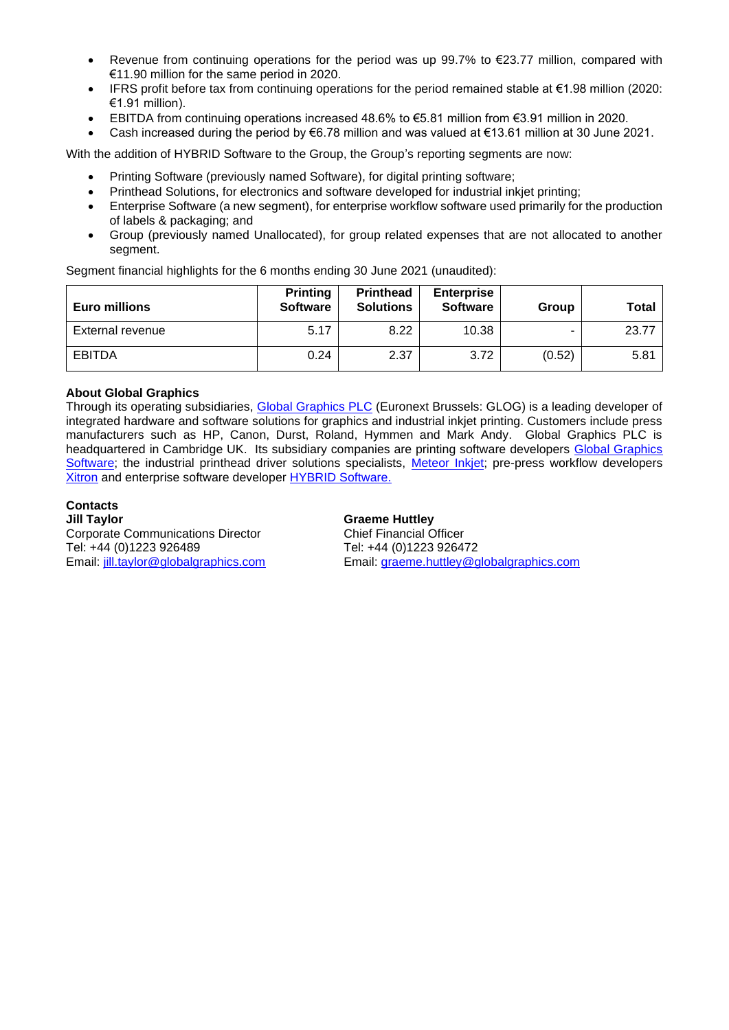- Revenue from continuing operations for the period was up 99.7% to €23.77 million, compared with €11.90 million for the same period in 2020.
- IFRS profit before tax from continuing operations for the period remained stable at €1.98 million (2020: €1.91 million).
- EBITDA from continuing operations increased 48.6% to €5.81 million from €3.91 million in 2020.
- Cash increased during the period by €6.78 million and was valued at €13.61 million at 30 June 2021.

With the addition of HYBRID Software to the Group, the Group's reporting segments are now:

- Printing Software (previously named Software), for digital printing software;
- Printhead Solutions, for electronics and software developed for industrial inkjet printing;
- Enterprise Software (a new segment), for enterprise workflow software used primarily for the production of labels & packaging; and
- Group (previously named Unallocated), for group related expenses that are not allocated to another segment.

Segment financial highlights for the 6 months ending 30 June 2021 (unaudited):

| Euro millions | Printing Software | Printhead Solutions | Enterprise Software | Group | Total |
|---|---|---|---|---|---|
| External revenue | 5.17 | 8.22 | 10.38 | - | 23.77 |
| EBITDA | 0.24 | 2.37 | 3.72 | (0.52) | 5.81 |

**About Global Graphics**

Through its operating subsidiaries, Global Graphics PLC (Euronext Brussels: GLOG) is a leading developer of integrated hardware and software solutions for graphics and industrial inkjet printing. Customers include press manufacturers such as HP, Canon, Durst, Roland, Hymmen and Mark Andy. Global Graphics PLC is headquartered in Cambridge UK. Its subsidiary companies are printing software developers Global Graphics Software; the industrial printhead driver solutions specialists, Meteor Inkjet; pre-press workflow developers Xitron and enterprise software developer HYBRID Software.

**Contacts**

**Jill Taylor**
Corporate Communications Director
Tel: +44 (0)1223 926489
Email: jill.taylor@globalgraphics.com

**Graeme Huttley**
Chief Financial Officer
Tel: +44 (0)1223 926472
Email: graeme.huttley@globalgraphics.com